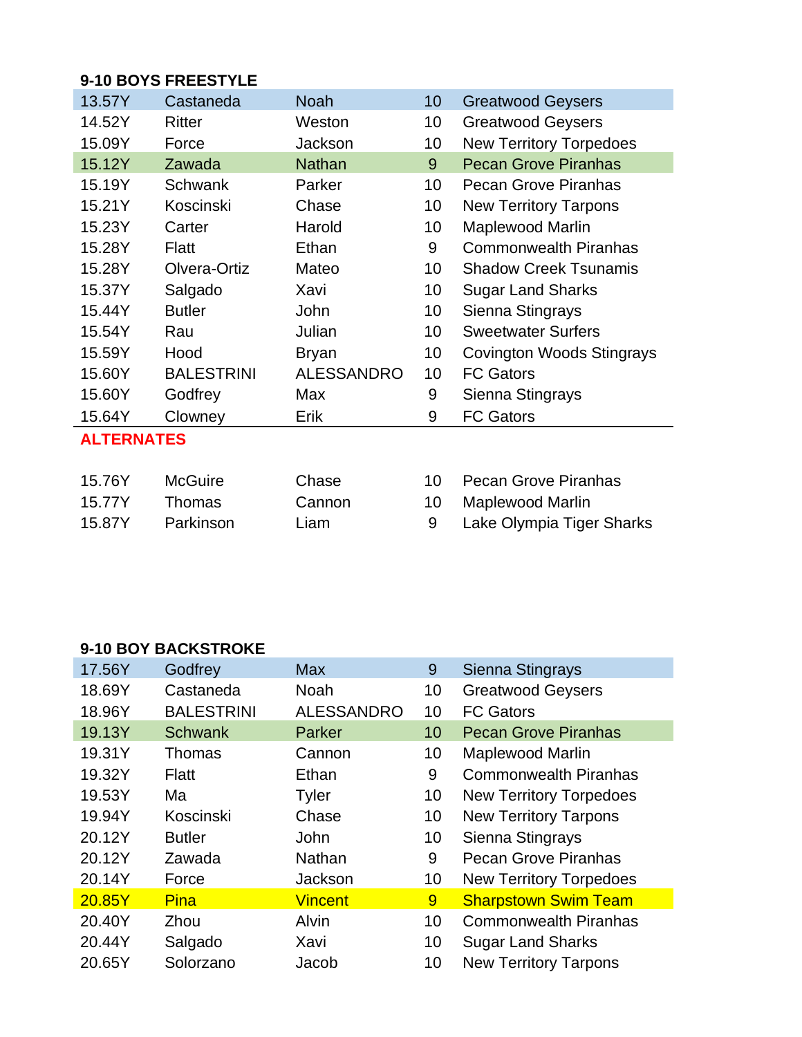### 9-10 BOYS FREESTYLE

| | | | | |
|---|---|---|---|---|
| 13.57Y | Castaneda | Noah | 10 | Greatwood Geysers |
| 14.52Y | Ritter | Weston | 10 | Greatwood Geysers |
| 15.09Y | Force | Jackson | 10 | New Territory Torpedoes |
| 15.12Y | Zawada | Nathan | 9 | Pecan Grove Piranhas |
| 15.19Y | Schwank | Parker | 10 | Pecan Grove Piranhas |
| 15.21Y | Koscinski | Chase | 10 | New Territory Tarpons |
| 15.23Y | Carter | Harold | 10 | Maplewood Marlin |
| 15.28Y | Flatt | Ethan | 9 | Commonwealth Piranhas |
| 15.28Y | Olvera-Ortiz | Mateo | 10 | Shadow Creek Tsunamis |
| 15.37Y | Salgado | Xavi | 10 | Sugar Land Sharks |
| 15.44Y | Butler | John | 10 | Sienna Stingrays |
| 15.54Y | Rau | Julian | 10 | Sweetwater Surfers |
| 15.59Y | Hood | Bryan | 10 | Covington Woods Stingrays |
| 15.60Y | BALESTRINI | ALESSANDRO | 10 | FC Gators |
| 15.60Y | Godfrey | Max | 9 | Sienna Stingrays |
| 15.64Y | Clowney | Erik | 9 | FC Gators |

**ALTERNATES**

| | | | | |
|---|---|---|---|---|
| 15.76Y | McGuire | Chase | 10 | Pecan Grove Piranhas |
| 15.77Y | Thomas | Cannon | 10 | Maplewood Marlin |
| 15.87Y | Parkinson | Liam | 9 | Lake Olympia Tiger Sharks |

### 9-10 BOY BACKSTROKE

| | | | | |
|---|---|---|---|---|
| 17.56Y | Godfrey | Max | 9 | Sienna Stingrays |
| 18.69Y | Castaneda | Noah | 10 | Greatwood Geysers |
| 18.96Y | BALESTRINI | ALESSANDRO | 10 | FC Gators |
| 19.13Y | Schwank | Parker | 10 | Pecan Grove Piranhas |
| 19.31Y | Thomas | Cannon | 10 | Maplewood Marlin |
| 19.32Y | Flatt | Ethan | 9 | Commonwealth Piranhas |
| 19.53Y | Ma | Tyler | 10 | New Territory Torpedoes |
| 19.94Y | Koscinski | Chase | 10 | New Territory Tarpons |
| 20.12Y | Butler | John | 10 | Sienna Stingrays |
| 20.12Y | Zawada | Nathan | 9 | Pecan Grove Piranhas |
| 20.14Y | Force | Jackson | 10 | New Territory Torpedoes |
| 20.85Y | Pina | Vincent | 9 | Sharpstown Swim Team |
| 20.40Y | Zhou | Alvin | 10 | Commonwealth Piranhas |
| 20.44Y | Salgado | Xavi | 10 | Sugar Land Sharks |
| 20.65Y | Solorzano | Jacob | 10 | New Territory Tarpons |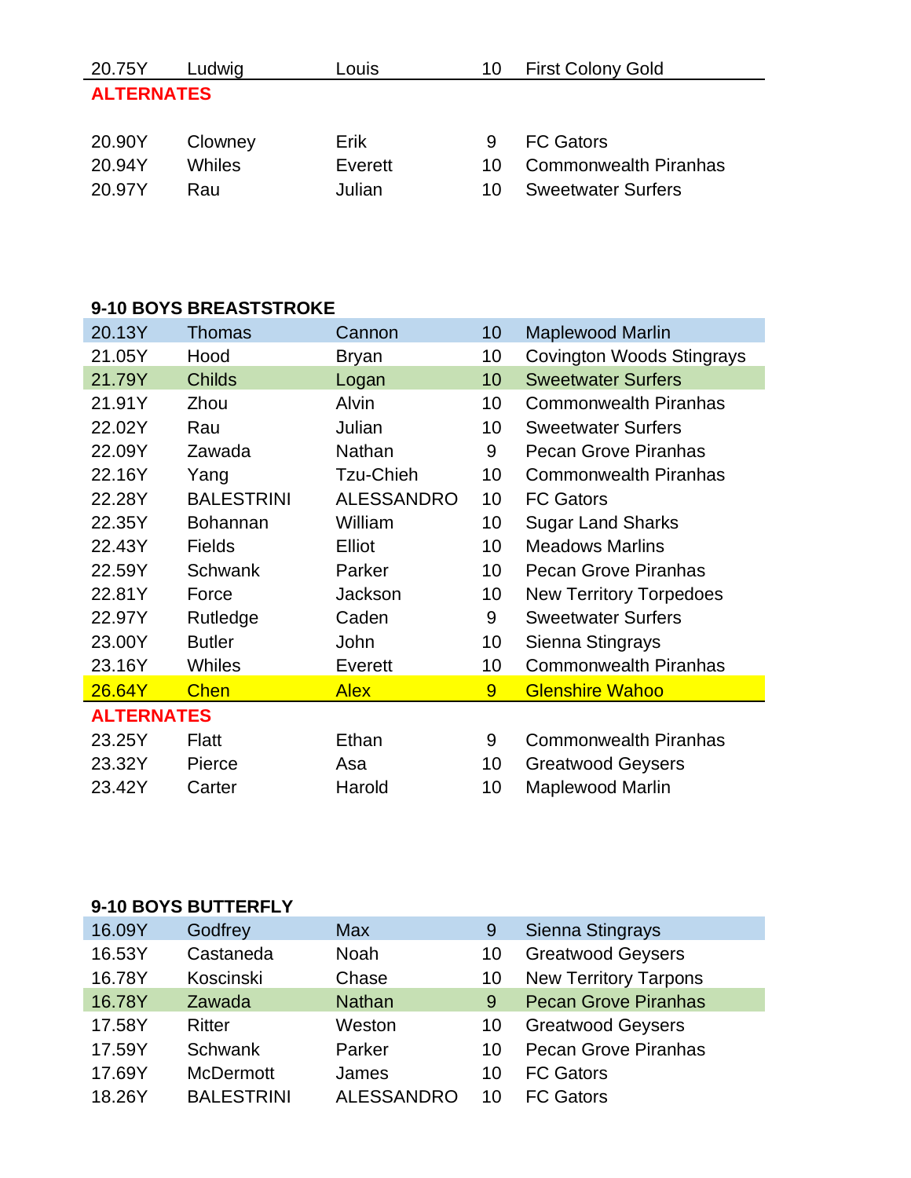| | | | | |
|---|---|---|---|---|
| 20.75Y | Ludwig | Louis | 10 | First Colony Gold |

**ALTERNATES**

| | | | | |
|---|---|---|---|---|
| 20.90Y | Clowney | Erik | 9 | FC Gators |
| 20.94Y | Whiles | Everett | 10 | Commonwealth Piranhas |
| 20.97Y | Rau | Julian | 10 | Sweetwater Surfers |

**9-10 BOYS BREASTSTROKE**

| | | | | |
|---|---|---|---|---|
| 20.13Y | Thomas | Cannon | 10 | Maplewood Marlin |
| 21.05Y | Hood | Bryan | 10 | Covington Woods Stingrays |
| 21.79Y | Childs | Logan | 10 | Sweetwater Surfers |
| 21.91Y | Zhou | Alvin | 10 | Commonwealth Piranhas |
| 22.02Y | Rau | Julian | 10 | Sweetwater Surfers |
| 22.09Y | Zawada | Nathan | 9 | Pecan Grove Piranhas |
| 22.16Y | Yang | Tzu-Chieh | 10 | Commonwealth Piranhas |
| 22.28Y | BALESTRINI | ALESSANDRO | 10 | FC Gators |
| 22.35Y | Bohannan | William | 10 | Sugar Land Sharks |
| 22.43Y | Fields | Elliot | 10 | Meadows Marlins |
| 22.59Y | Schwank | Parker | 10 | Pecan Grove Piranhas |
| 22.81Y | Force | Jackson | 10 | New Territory Torpedoes |
| 22.97Y | Rutledge | Caden | 9 | Sweetwater Surfers |
| 23.00Y | Butler | John | 10 | Sienna Stingrays |
| 23.16Y | Whiles | Everett | 10 | Commonwealth Piranhas |
| 26.64Y | Chen | Alex | 9 | Glenshire Wahoo |

**ALTERNATES**

| | | | | |
|---|---|---|---|---|
| 23.25Y | Flatt | Ethan | 9 | Commonwealth Piranhas |
| 23.32Y | Pierce | Asa | 10 | Greatwood Geysers |
| 23.42Y | Carter | Harold | 10 | Maplewood Marlin |

**9-10 BOYS BUTTERFLY**

| | | | | |
|---|---|---|---|---|
| 16.09Y | Godfrey | Max | 9 | Sienna Stingrays |
| 16.53Y | Castaneda | Noah | 10 | Greatwood Geysers |
| 16.78Y | Koscinski | Chase | 10 | New Territory Tarpons |
| 16.78Y | Zawada | Nathan | 9 | Pecan Grove Piranhas |
| 17.58Y | Ritter | Weston | 10 | Greatwood Geysers |
| 17.59Y | Schwank | Parker | 10 | Pecan Grove Piranhas |
| 17.69Y | McDermott | James | 10 | FC Gators |
| 18.26Y | BALESTRINI | ALESSANDRO | 10 | FC Gators |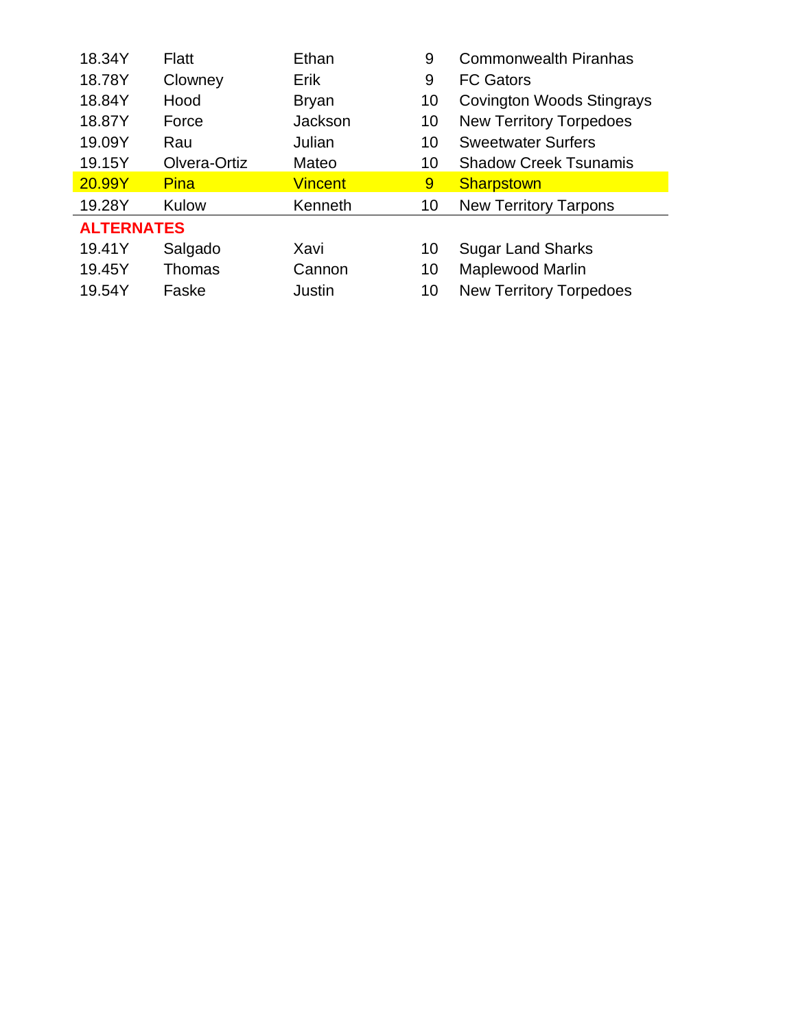| | | | | |
|---|---|---|---|---|
| 18.34Y | Flatt | Ethan | 9 | Commonwealth Piranhas |
| 18.78Y | Clowney | Erik | 9 | FC Gators |
| 18.84Y | Hood | Bryan | 10 | Covington Woods Stingrays |
| 18.87Y | Force | Jackson | 10 | New Territory Torpedoes |
| 19.09Y | Rau | Julian | 10 | Sweetwater Surfers |
| 19.15Y | Olvera-Ortiz | Mateo | 10 | Shadow Creek Tsunamis |
| 20.99Y | Pina | Vincent | 9 | Sharpstown |
| 19.28Y | Kulow | Kenneth | 10 | New Territory Tarpons |

**ALTERNATES**

| | | | | |
|---|---|---|---|---|
| 19.41Y | Salgado | Xavi | 10 | Sugar Land Sharks |
| 19.45Y | Thomas | Cannon | 10 | Maplewood Marlin |
| 19.54Y | Faske | Justin | 10 | New Territory Torpedoes |